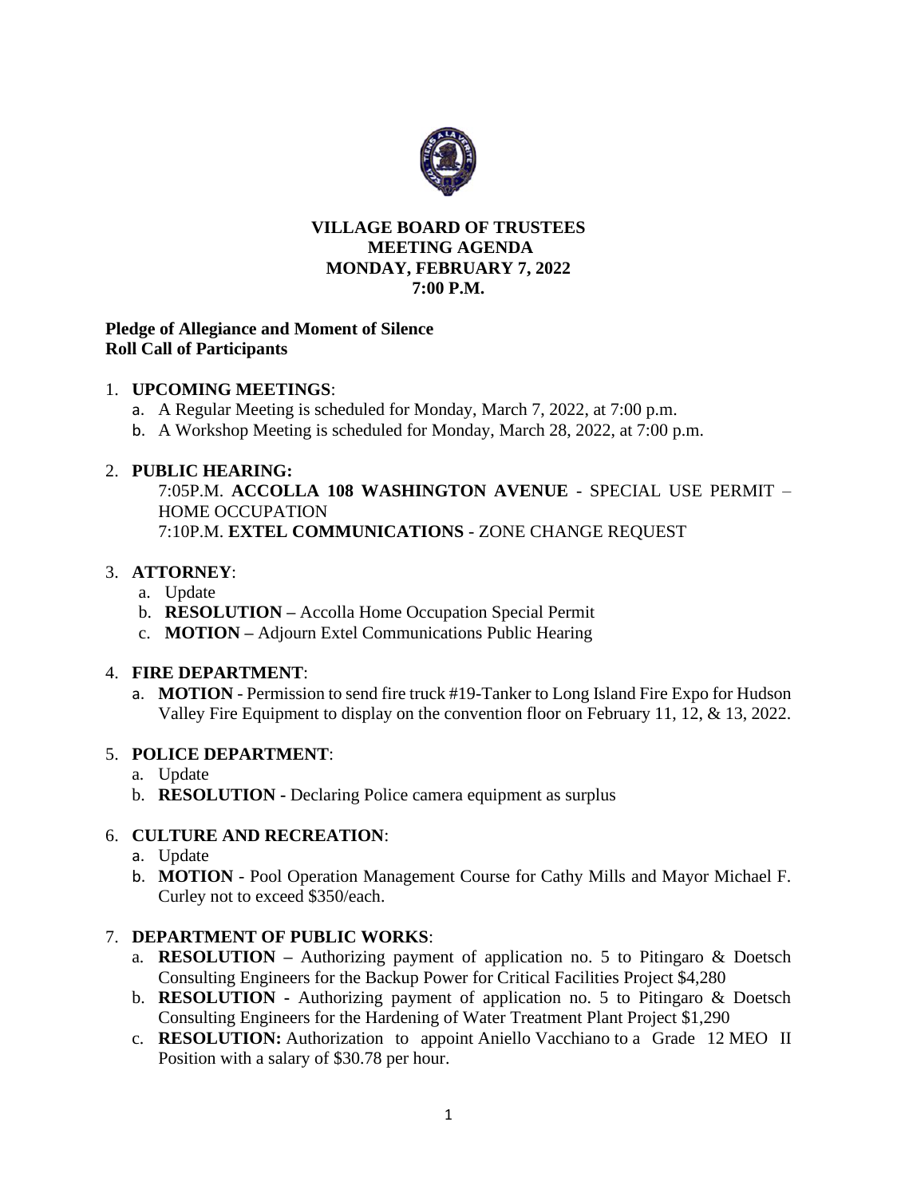# VILLAGE BOARD OF TRUSTEES
# MEETING AGENDA
# MONDAY, FEBRUARY 7, 2022
# 7:00 P.M.

**Pledge of Allegiance and Moment of Silence**
**Roll Call of Participants**

1. **UPCOMING MEETINGS**:
   a. A Regular Meeting is scheduled for Monday, March 7, 2022, at 7:00 p.m.
   b. A Workshop Meeting is scheduled for Monday, March 28, 2022, at 7:00 p.m.

2. **PUBLIC HEARING:**
   7:05P.M. **ACCOLLA 108 WASHINGTON AVENUE** - SPECIAL USE PERMIT – HOME OCCUPATION
   7:10P.M. **EXTEL COMMUNICATIONS** - ZONE CHANGE REQUEST

3. **ATTORNEY**:
   a. Update
   b. **RESOLUTION –** Accolla Home Occupation Special Permit
   c. **MOTION –** Adjourn Extel Communications Public Hearing

4. **FIRE DEPARTMENT**:
   a. **MOTION** - Permission to send fire truck #19-Tanker to Long Island Fire Expo for Hudson Valley Fire Equipment to display on the convention floor on February 11, 12, & 13, 2022.

5. **POLICE DEPARTMENT**:
   a. Update
   b. **RESOLUTION -** Declaring Police camera equipment as surplus

6. **CULTURE AND RECREATION**:
   a. Update
   b. **MOTION** - Pool Operation Management Course for Cathy Mills and Mayor Michael F. Curley not to exceed $350/each.

7. **DEPARTMENT OF PUBLIC WORKS**:
   a. **RESOLUTION –** Authorizing payment of application no. 5 to Pitingaro & Doetsch Consulting Engineers for the Backup Power for Critical Facilities Project $4,280
   b. **RESOLUTION -** Authorizing payment of application no. 5 to Pitingaro & Doetsch Consulting Engineers for the Hardening of Water Treatment Plant Project $1,290
   c. **RESOLUTION:** Authorization to appoint Aniello Vacchiano to a Grade 12 MEO II Position with a salary of $30.78 per hour.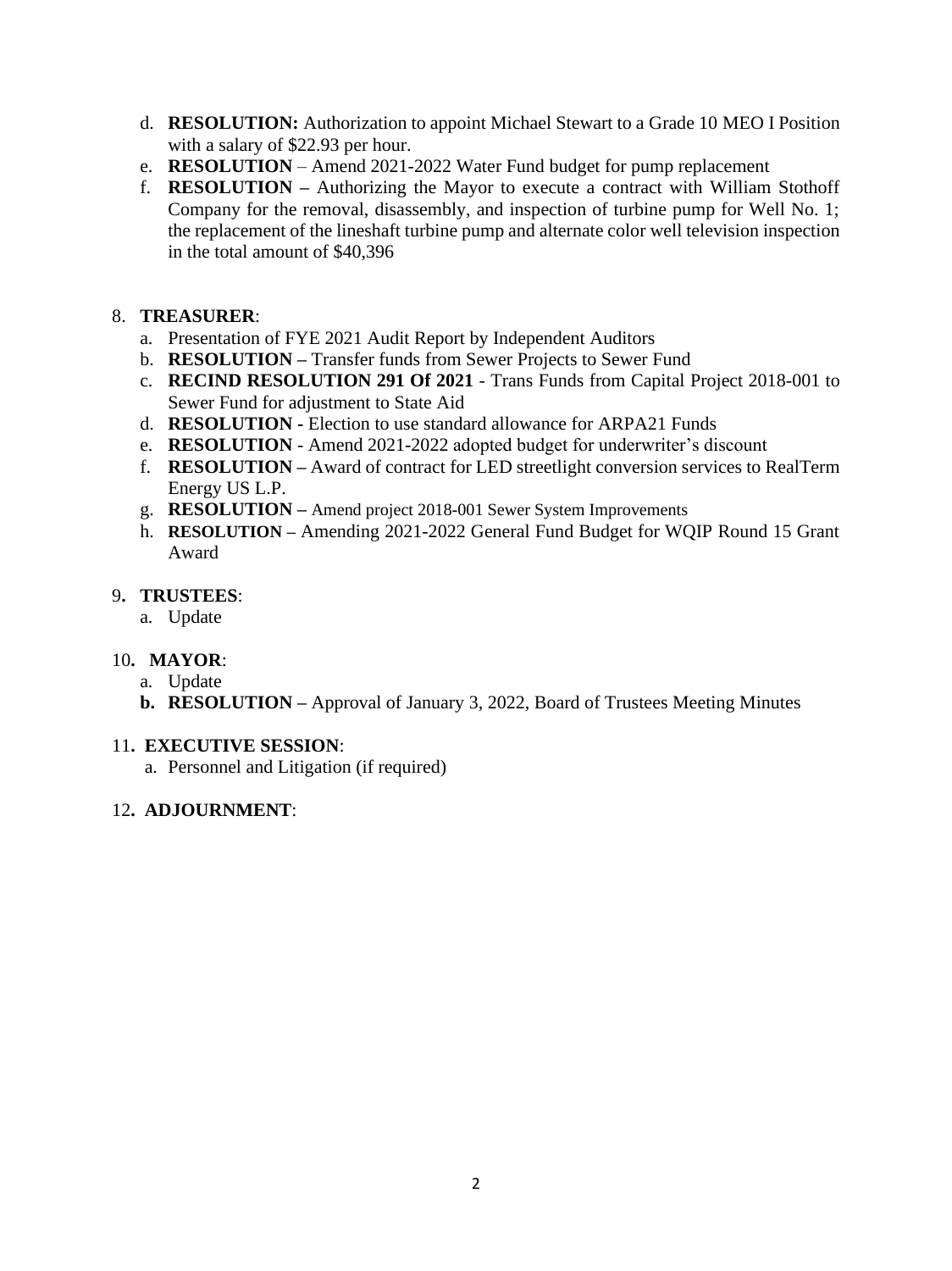d. **RESOLUTION:** Authorization to appoint Michael Stewart to a Grade 10 MEO I Position with a salary of $22.93 per hour.

e. **RESOLUTION** – Amend 2021-2022 Water Fund budget for pump replacement

f. **RESOLUTION –** Authorizing the Mayor to execute a contract with William Stothoff Company for the removal, disassembly, and inspection of turbine pump for Well No. 1; the replacement of the lineshaft turbine pump and alternate color well television inspection in the total amount of $40,396

8. **TREASURER**:
   a. Presentation of FYE 2021 Audit Report by Independent Auditors
   b. **RESOLUTION –** Transfer funds from Sewer Projects to Sewer Fund
   c. **RECIND RESOLUTION 291 Of 2021** - Trans Funds from Capital Project 2018-001 to Sewer Fund for adjustment to State Aid
   d. **RESOLUTION -** Election to use standard allowance for ARPA21 Funds
   e. **RESOLUTION** - Amend 2021-2022 adopted budget for underwriter's discount
   f. **RESOLUTION –** Award of contract for LED streetlight conversion services to RealTerm Energy US L.P.
   g. **RESOLUTION –** Amend project 2018-001 Sewer System Improvements
   h. **RESOLUTION –** Amending 2021-2022 General Fund Budget for WQIP Round 15 Grant Award

9. **TRUSTEES**:
   a. Update

10. **MAYOR**:
    a. Update
    **b. RESOLUTION –** Approval of January 3, 2022, Board of Trustees Meeting Minutes

11. **EXECUTIVE SESSION**:
    a. Personnel and Litigation (if required)

12. **ADJOURNMENT**: